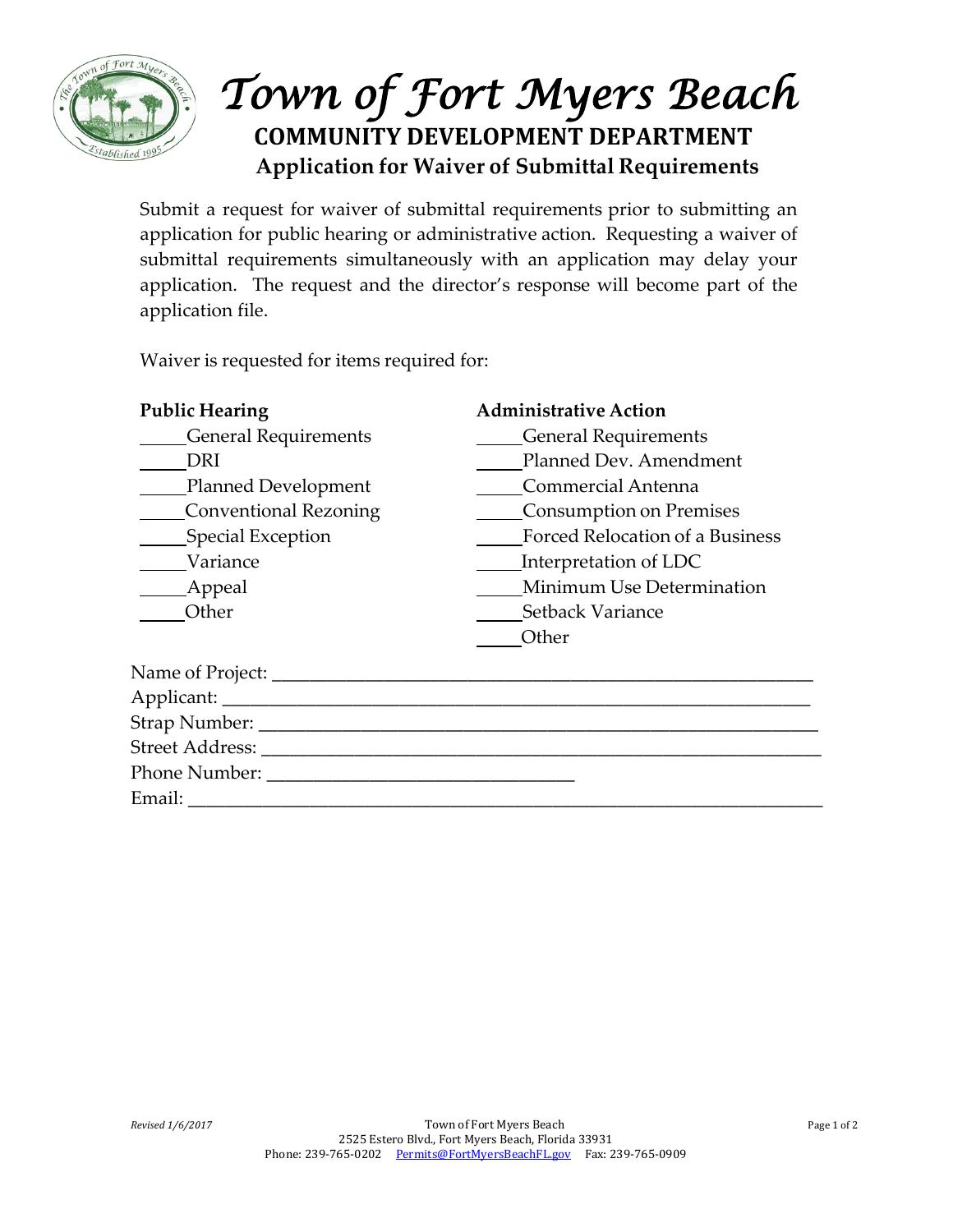# Town of Fort Myers Beach

## COMMUNITY DEVELOPMENT DEPARTMENT

### Application for Waiver of Submittal Requirements

Submit a request for waiver of submittal requirements prior to submitting an application for public hearing or administrative action. Requesting a waiver of submittal requirements simultaneously with an application may delay your application. The request and the director's response will become part of the application file.

Waiver is requested for items required for:

**Public Hearing**

_____General Requirements
_____DRI
_____Planned Development
_____Conventional Rezoning
_____Special Exception
_____Variance
_____Appeal
_____Other

**Administrative Action**

_____General Requirements
_____Planned Dev. Amendment
_____Commercial Antenna
_____Consumption on Premises
_____Forced Relocation of a Business
_____Interpretation of LDC
_____Minimum Use Determination
_____Setback Variance
_____Other

Name of Project: ___________________________________________________________
Applicant: ________________________________________________________________
Strap Number: ______________________________________________________________
Street Address: _____________________________________________________________
Phone Number: __________________________________
Email: ____________________________________________________________________

*Revised 1/6/2017*

Town of Fort Myers Beach
2525 Estero Blvd., Fort Myers Beach, Florida 33931
Phone: 239-765-0202 Permits@FortMyersBeachFL.gov Fax: 239-765-0909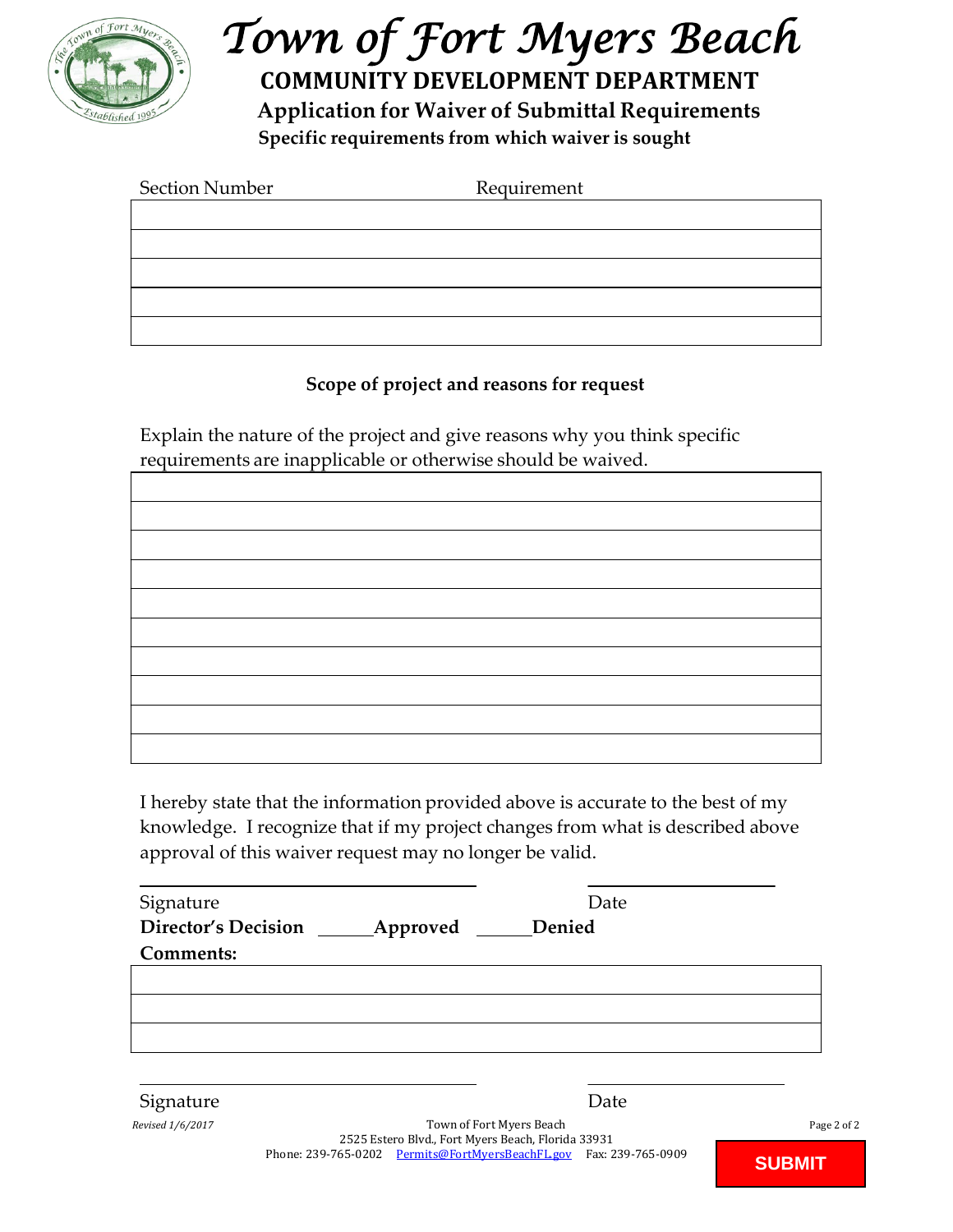# Town of Fort Myers Beach

## COMMUNITY DEVELOPMENT DEPARTMENT

### Application for Waiver of Submittal Requirements

**Specific requirements from which waiver is sought**

| Section Number | Requirement |
|---|---|
| | |
| | |
| | |
| | |
| | |

**Scope of project and reasons for request**

Explain the nature of the project and give reasons why you think specific requirements are inapplicable or otherwise should be waived.

| |
|---|
| |
| |
| |
| |
| |
| |
| |
| |
| |
| |

I hereby state that the information provided above is accurate to the best of my knowledge. I recognize that if my project changes from what is described above approval of this waiver request may no longer be valid.

\_\_\_\_\_\_\_\_\_\_\_\_\_\_\_\_\_\_\_\_\_\_\_\_\_\_\_\_\_\_ \_\_\_\_\_\_\_\_\_\_\_\_\_\_\_\_\_\_

Signature Date

**Director's Decision** \_\_\_\_\_\_**Approved** \_\_\_\_\_\_**Denied**

**Comments:**

| |
|---|
| |
| |
| |

\_\_\_\_\_\_\_\_\_\_\_\_\_\_\_\_\_\_\_\_\_\_\_\_\_\_\_\_\_\_ \_\_\_\_\_\_\_\_\_\_\_\_\_\_\_\_\_\_

Signature Date

*Revised 1/6/2017*

Town of Fort Myers Beach
2525 Estero Blvd., Fort Myers Beach, Florida 33931
Phone: 239-765-0202 Permits@FortMyersBeachFL.gov Fax: 239-765-0909

SUBMIT